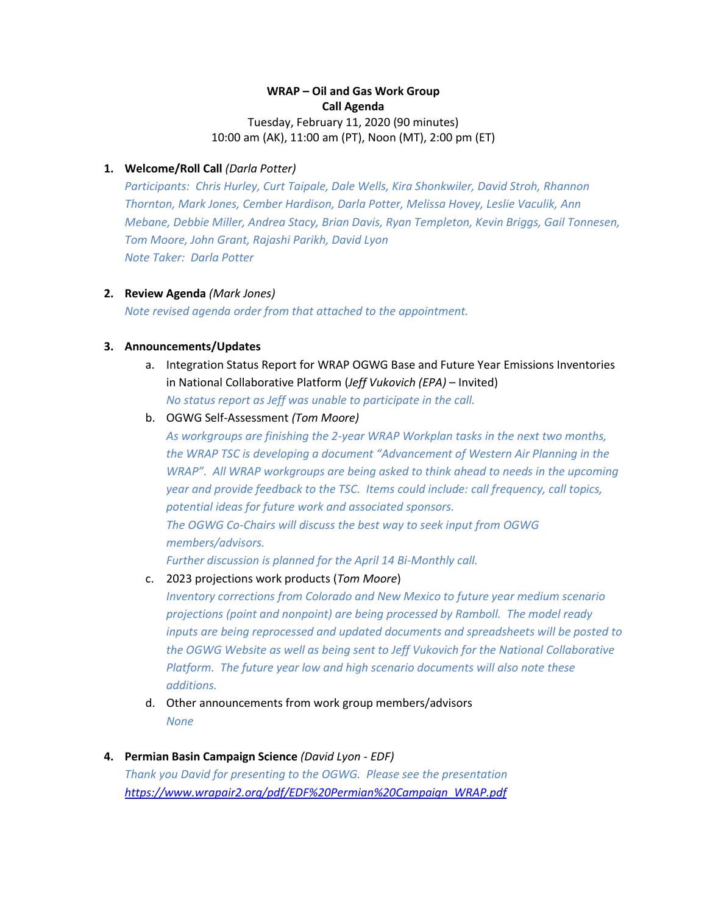**WRAP – Oil and Gas Work Group**
**Call Agenda**
Tuesday, February 11, 2020 (90 minutes)
10:00 am (AK), 11:00 am (PT), Noon (MT), 2:00 pm (ET)

1. **Welcome/Roll Call** *(Darla Potter)*
   *Participants: Chris Hurley, Curt Taipale, Dale Wells, Kira Shonkwiler, David Stroh, Rhannon Thornton, Mark Jones, Cember Hardison, Darla Potter, Melissa Hovey, Leslie Vaculik, Ann Mebane, Debbie Miller, Andrea Stacy, Brian Davis, Ryan Templeton, Kevin Briggs, Gail Tonnesen, Tom Moore, John Grant, Rajashi Parikh, David Lyon*
   *Note Taker: Darla Potter*

2. **Review Agenda** *(Mark Jones)*
   *Note revised agenda order from that attached to the appointment.*

3. **Announcements/Updates**
   a. Integration Status Report for WRAP OGWG Base and Future Year Emissions Inventories in National Collaborative Platform (*Jeff Vukovich (EPA)* – Invited)
      *No status report as Jeff was unable to participate in the call.*
   b. OGWG Self-Assessment *(Tom Moore)*
      *As workgroups are finishing the 2-year WRAP Workplan tasks in the next two months, the WRAP TSC is developing a document "Advancement of Western Air Planning in the WRAP". All WRAP workgroups are being asked to think ahead to needs in the upcoming year and provide feedback to the TSC. Items could include: call frequency, call topics, potential ideas for future work and associated sponsors.*
      *The OGWG Co-Chairs will discuss the best way to seek input from OGWG members/advisors.*
      *Further discussion is planned for the April 14 Bi-Monthly call.*
   c. 2023 projections work products (*Tom Moore*)
      *Inventory corrections from Colorado and New Mexico to future year medium scenario projections (point and nonpoint) are being processed by Ramboll. The model ready inputs are being reprocessed and updated documents and spreadsheets will be posted to the OGWG Website as well as being sent to Jeff Vukovich for the National Collaborative Platform. The future year low and high scenario documents will also note these additions.*
   d. Other announcements from work group members/advisors
      *None*

4. **Permian Basin Campaign Science** *(David Lyon - EDF)*
   *Thank you David for presenting to the OGWG. Please see the presentation*
   *https://www.wrapair2.org/pdf/EDF%20Permian%20Campaign_WRAP.pdf*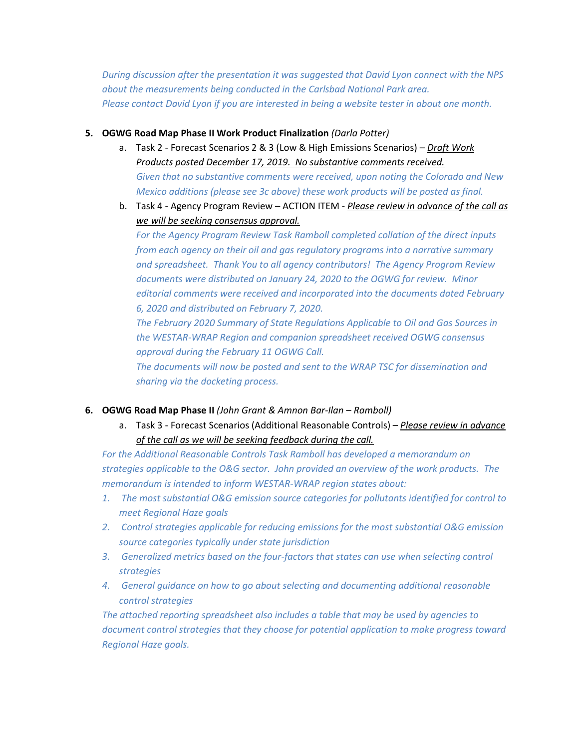*During discussion after the presentation it was suggested that David Lyon connect with the NPS about the measurements being conducted in the Carlsbad National Park area.*
*Please contact David Lyon if you are interested in being a website tester in about one month.*

5. **OGWG Road Map Phase II Work Product Finalization** *(Darla Potter)*
   a. Task 2 - Forecast Scenarios 2 & 3 (Low & High Emissions Scenarios) – *Draft Work Products posted December 17, 2019. No substantive comments received.*
   *Given that no substantive comments were received, upon noting the Colorado and New Mexico additions (please see 3c above) these work products will be posted as final.*
   b. Task 4 - Agency Program Review – ACTION ITEM - *Please review in advance of the call as we will be seeking consensus approval.*
   *For the Agency Program Review Task Ramboll completed collation of the direct inputs from each agency on their oil and gas regulatory programs into a narrative summary and spreadsheet. Thank You to all agency contributors! The Agency Program Review documents were distributed on January 24, 2020 to the OGWG for review. Minor editorial comments were received and incorporated into the documents dated February 6, 2020 and distributed on February 7, 2020.*
   *The February 2020 Summary of State Regulations Applicable to Oil and Gas Sources in the WESTAR-WRAP Region and companion spreadsheet received OGWG consensus approval during the February 11 OGWG Call.*
   *The documents will now be posted and sent to the WRAP TSC for dissemination and sharing via the docketing process.*

6. **OGWG Road Map Phase II** *(John Grant & Amnon Bar-Ilan – Ramboll)*
   a. Task 3 - Forecast Scenarios (Additional Reasonable Controls) – *Please review in advance of the call as we will be seeking feedback during the call.*

*For the Additional Reasonable Controls Task Ramboll has developed a memorandum on strategies applicable to the O&G sector. John provided an overview of the work products. The memorandum is intended to inform WESTAR-WRAP region states about:*

1. *The most substantial O&G emission source categories for pollutants identified for control to meet Regional Haze goals*
2. *Control strategies applicable for reducing emissions for the most substantial O&G emission source categories typically under state jurisdiction*
3. *Generalized metrics based on the four-factors that states can use when selecting control strategies*
4. *General guidance on how to go about selecting and documenting additional reasonable control strategies*

*The attached reporting spreadsheet also includes a table that may be used by agencies to document control strategies that they choose for potential application to make progress toward Regional Haze goals.*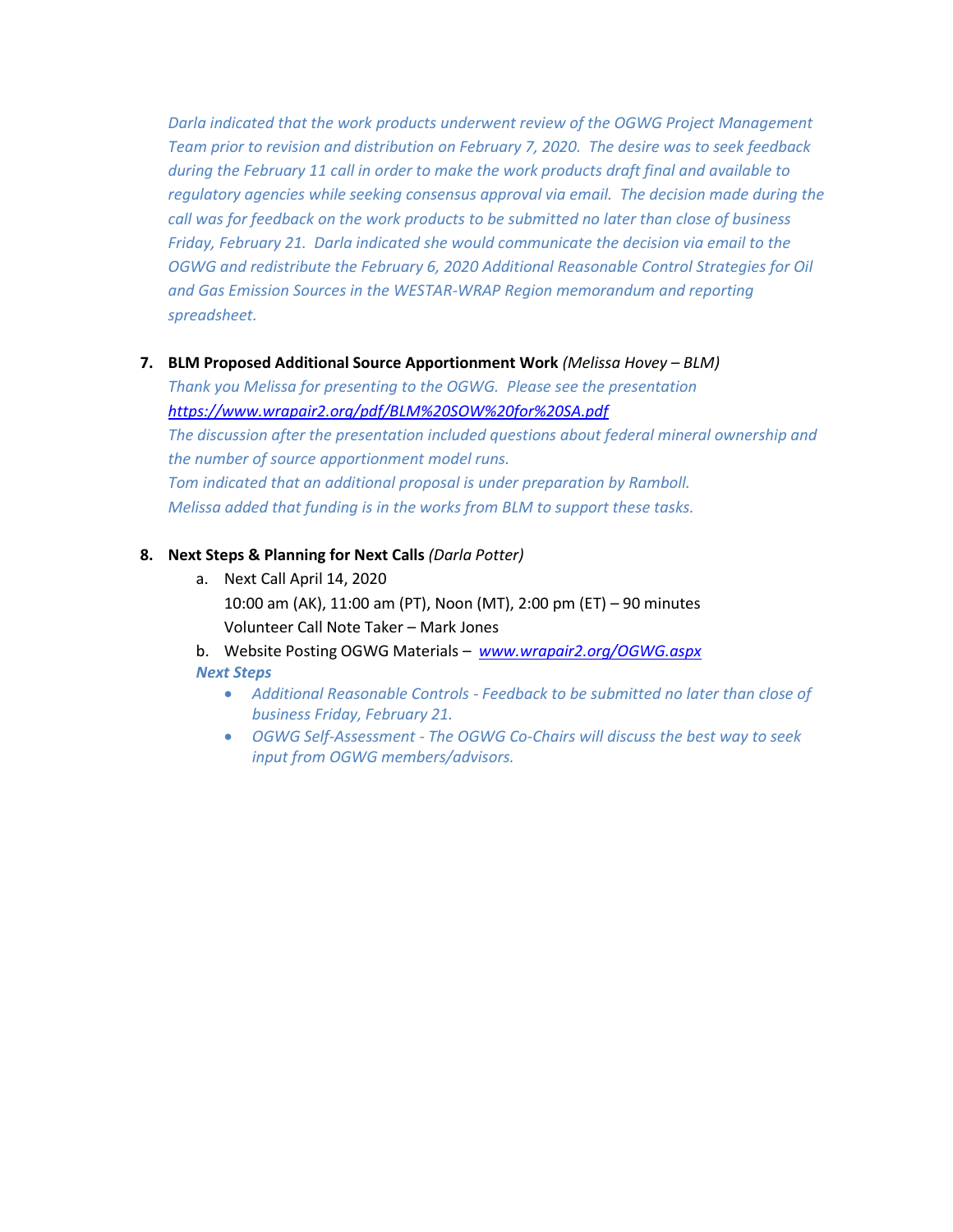*Darla indicated that the work products underwent review of the OGWG Project Management Team prior to revision and distribution on February 7, 2020. The desire was to seek feedback during the February 11 call in order to make the work products draft final and available to regulatory agencies while seeking consensus approval via email. The decision made during the call was for feedback on the work products to be submitted no later than close of business Friday, February 21. Darla indicated she would communicate the decision via email to the OGWG and redistribute the February 6, 2020 Additional Reasonable Control Strategies for Oil and Gas Emission Sources in the WESTAR-WRAP Region memorandum and reporting spreadsheet.*

7. **BLM Proposed Additional Source Apportionment Work** *(Melissa Hovey – BLM)*
   *Thank you Melissa for presenting to the OGWG. Please see the presentation [https://www.wrapair2.org/pdf/BLM%20SOW%20for%20SA.pdf](https://www.wrapair2.org/pdf/BLM%20SOW%20for%20SA.pdf)*
   *The discussion after the presentation included questions about federal mineral ownership and the number of source apportionment model runs.*
   *Tom indicated that an additional proposal is under preparation by Ramboll.*
   *Melissa added that funding is in the works from BLM to support these tasks.*

8. **Next Steps & Planning for Next Calls** *(Darla Potter)*
   a. Next Call April 14, 2020
      10:00 am (AK), 11:00 am (PT), Noon (MT), 2:00 pm (ET) – 90 minutes
      Volunteer Call Note Taker – Mark Jones
   b. Website Posting OGWG Materials – [www.wrapair2.org/OGWG.aspx](www.wrapair2.org/OGWG.aspx)

   ***Next Steps***
   - *Additional Reasonable Controls - Feedback to be submitted no later than close of business Friday, February 21.*
   - *OGWG Self-Assessment - The OGWG Co-Chairs will discuss the best way to seek input from OGWG members/advisors.*